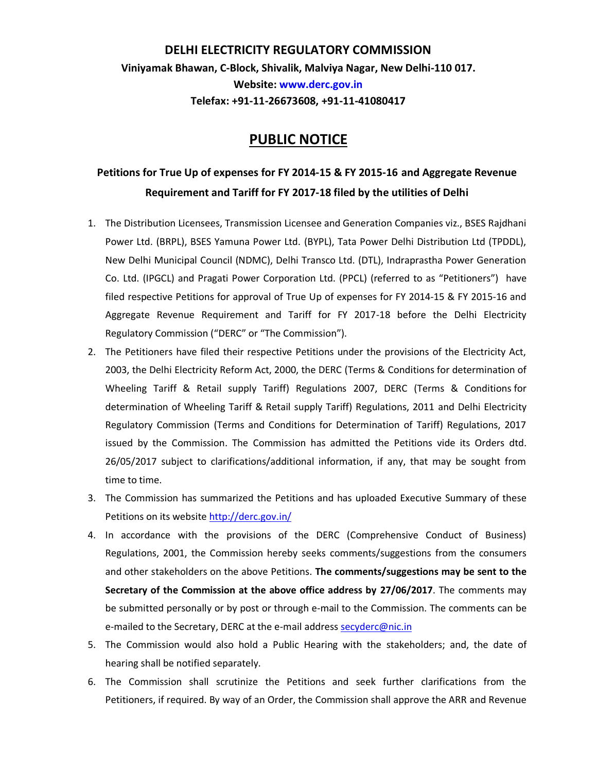**DELHI ELECTRICITY REGULATORY COMMISSION**

**Viniyamak Bhawan, C-Block, Shivalik, Malviya Nagar, New Delhi-110 017.**

**Website: www.derc.gov.in**

**Telefax: +91-11-26673608, +91-11-41080417**

# PUBLIC NOTICE

**Petitions for True Up of expenses for FY 2014-15 & FY 2015-16 and Aggregate Revenue Requirement and Tariff for FY 2017-18 filed by the utilities of Delhi**

1. The Distribution Licensees, Transmission Licensee and Generation Companies viz., BSES Rajdhani Power Ltd. (BRPL), BSES Yamuna Power Ltd. (BYPL), Tata Power Delhi Distribution Ltd (TPDDL), New Delhi Municipal Council (NDMC), Delhi Transco Ltd. (DTL), Indraprastha Power Generation Co. Ltd. (IPGCL) and Pragati Power Corporation Ltd. (PPCL) (referred to as "Petitioners") have filed respective Petitions for approval of True Up of expenses for FY 2014-15 & FY 2015-16 and Aggregate Revenue Requirement and Tariff for FY 2017-18 before the Delhi Electricity Regulatory Commission ("DERC" or "The Commission").
2. The Petitioners have filed their respective Petitions under the provisions of the Electricity Act, 2003, the Delhi Electricity Reform Act, 2000, the DERC (Terms & Conditions for determination of Wheeling Tariff & Retail supply Tariff) Regulations 2007, DERC (Terms & Conditions for determination of Wheeling Tariff & Retail supply Tariff) Regulations, 2011 and Delhi Electricity Regulatory Commission (Terms and Conditions for Determination of Tariff) Regulations, 2017 issued by the Commission. The Commission has admitted the Petitions vide its Orders dtd. 26/05/2017 subject to clarifications/additional information, if any, that may be sought from time to time.
3. The Commission has summarized the Petitions and has uploaded Executive Summary of these Petitions on its website http://derc.gov.in/
4. In accordance with the provisions of the DERC (Comprehensive Conduct of Business) Regulations, 2001, the Commission hereby seeks comments/suggestions from the consumers and other stakeholders on the above Petitions. **The comments/suggestions may be sent to the Secretary of the Commission at the above office address by 27/06/2017**. The comments may be submitted personally or by post or through e-mail to the Commission. The comments can be e-mailed to the Secretary, DERC at the e-mail address secyderc@nic.in
5. The Commission would also hold a Public Hearing with the stakeholders; and, the date of hearing shall be notified separately.
6. The Commission shall scrutinize the Petitions and seek further clarifications from the Petitioners, if required. By way of an Order, the Commission shall approve the ARR and Revenue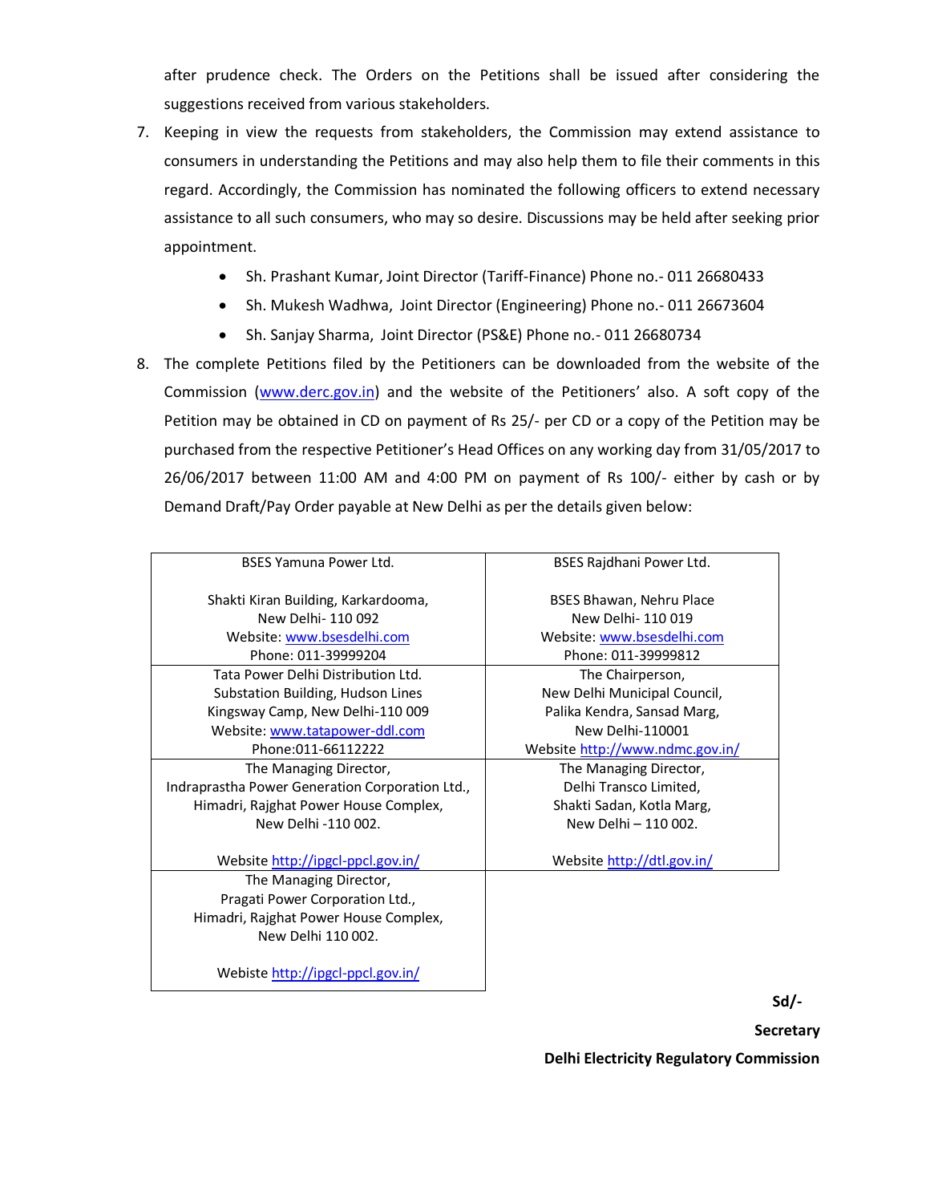after prudence check. The Orders on the Petitions shall be issued after considering the suggestions received from various stakeholders.

7. Keeping in view the requests from stakeholders, the Commission may extend assistance to consumers in understanding the Petitions and may also help them to file their comments in this regard. Accordingly, the Commission has nominated the following officers to extend necessary assistance to all such consumers, who may so desire. Discussions may be held after seeking prior appointment.

   - Sh. Prashant Kumar, Joint Director (Tariff-Finance) Phone no.- 011 26680433
   - Sh. Mukesh Wadhwa, Joint Director (Engineering) Phone no.- 011 26673604
   - Sh. Sanjay Sharma, Joint Director (PS&E) Phone no.- 011 26680734

8. The complete Petitions filed by the Petitioners can be downloaded from the website of the Commission (www.derc.gov.in) and the website of the Petitioners' also. A soft copy of the Petition may be obtained in CD on payment of Rs 25/- per CD or a copy of the Petition may be purchased from the respective Petitioner's Head Offices on any working day from 31/05/2017 to 26/06/2017 between 11:00 AM and 4:00 PM on payment of Rs 100/- either by cash or by Demand Draft/Pay Order payable at New Delhi as per the details given below:

| | |
|---|---|
| BSES Yamuna Power Ltd.<br><br>Shakti Kiran Building, Karkardooma,<br>New Delhi- 110 092<br>Website: www.bsesdelhi.com<br>Phone: 011-39999204 | BSES Rajdhani Power Ltd.<br><br>BSES Bhawan, Nehru Place<br>New Delhi- 110 019<br>Website: www.bsesdelhi.com<br>Phone: 011-39999812 |
| Tata Power Delhi Distribution Ltd.<br>Substation Building, Hudson Lines<br>Kingsway Camp, New Delhi-110 009<br>Website: www.tatapower-ddl.com<br>Phone:011-66112222 | The Chairperson,<br>New Delhi Municipal Council,<br>Palika Kendra, Sansad Marg,<br>New Delhi-110001<br>Website http://www.ndmc.gov.in/ |
| The Managing Director,<br>Indraprastha Power Generation Corporation Ltd.,<br>Himadri, Rajghat Power House Complex,<br>New Delhi -110 002.<br><br>Website http://ipgcl-ppcl.gov.in/ | The Managing Director,<br>Delhi Transco Limited,<br>Shakti Sadan, Kotla Marg,<br>New Delhi – 110 002.<br><br>Website http://dtl.gov.in/ |
| The Managing Director,<br>Pragati Power Corporation Ltd.,<br>Himadri, Rajghat Power House Complex,<br>New Delhi 110 002.<br><br>Webiste http://ipgcl-ppcl.gov.in/ | |

**Sd/-**

**Secretary**

**Delhi Electricity Regulatory Commission**